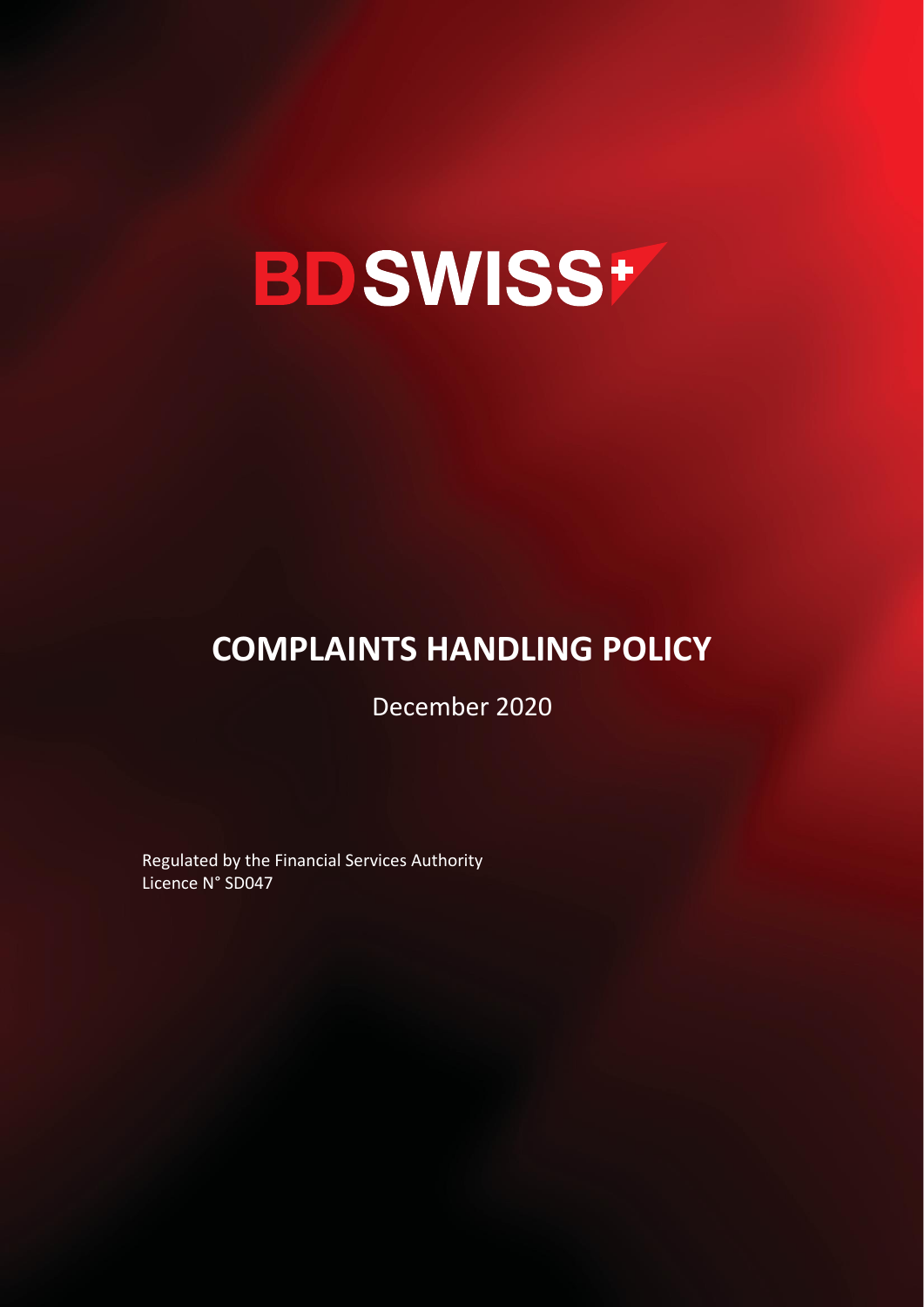BDSWISS

# COMPLAINTS HANDLING POLICY

December 2020

Regulated by the Financial Services Authority
Licence N° SD047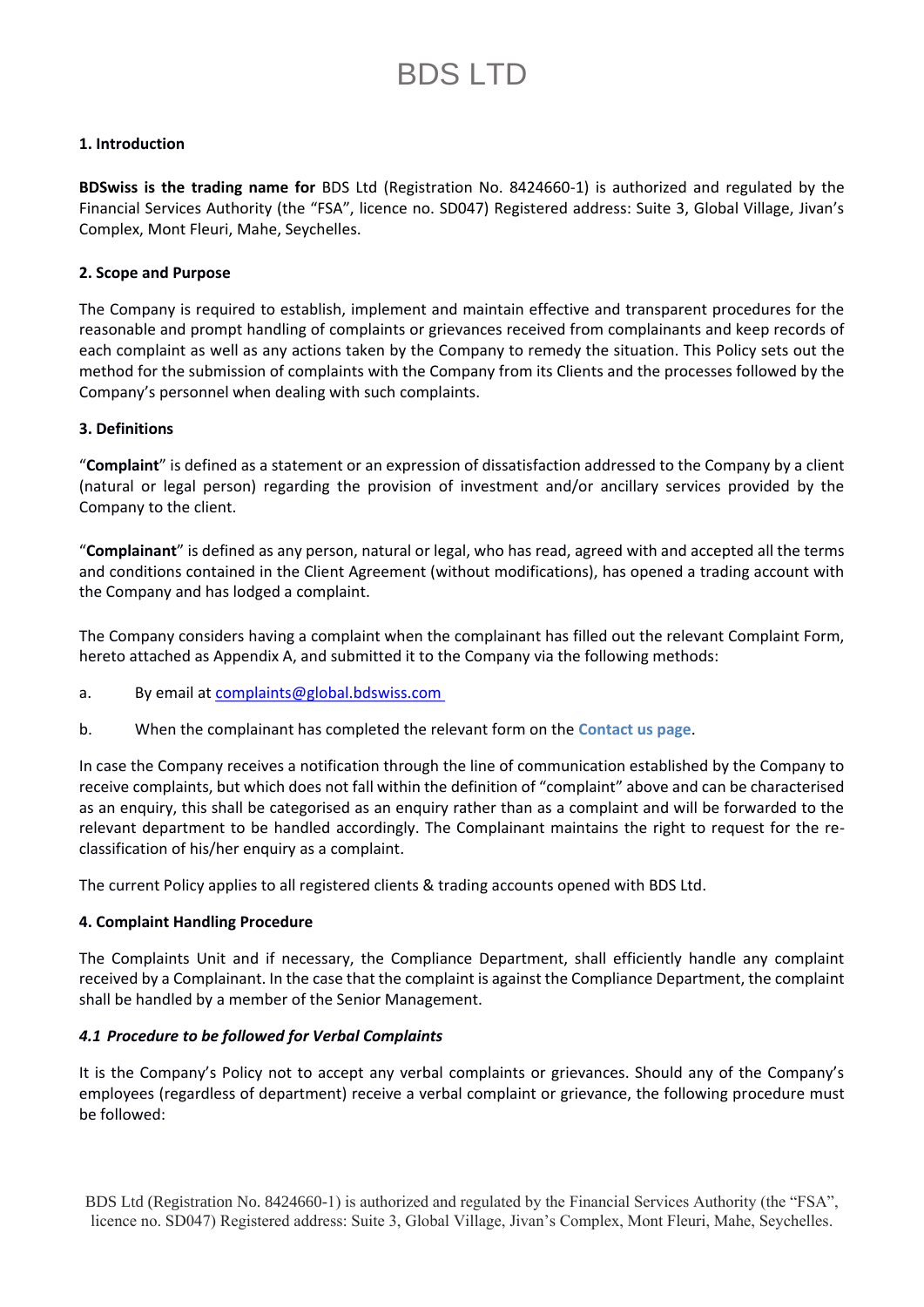### 1. Introduction

**BDSwiss is the trading name for** BDS Ltd (Registration No. 8424660-1) is authorized and regulated by the Financial Services Authority (the "FSA", licence no. SD047) Registered address: Suite 3, Global Village, Jivan's Complex, Mont Fleuri, Mahe, Seychelles.

### 2. Scope and Purpose

The Company is required to establish, implement and maintain effective and transparent procedures for the reasonable and prompt handling of complaints or grievances received from complainants and keep records of each complaint as well as any actions taken by the Company to remedy the situation. This Policy sets out the method for the submission of complaints with the Company from its Clients and the processes followed by the Company's personnel when dealing with such complaints.

### 3. Definitions

"**Complaint**" is defined as a statement or an expression of dissatisfaction addressed to the Company by a client (natural or legal person) regarding the provision of investment and/or ancillary services provided by the Company to the client.

"**Complainant**" is defined as any person, natural or legal, who has read, agreed with and accepted all the terms and conditions contained in the Client Agreement (without modifications), has opened a trading account with the Company and has lodged a complaint.

The Company considers having a complaint when the complainant has filled out the relevant Complaint Form, hereto attached as Appendix A, and submitted it to the Company via the following methods:

a. By email at complaints@global.bdswiss.com

b. When the complainant has completed the relevant form on the **Contact us page**.

In case the Company receives a notification through the line of communication established by the Company to receive complaints, but which does not fall within the definition of "complaint" above and can be characterised as an enquiry, this shall be categorised as an enquiry rather than as a complaint and will be forwarded to the relevant department to be handled accordingly. The Complainant maintains the right to request for the re-classification of his/her enquiry as a complaint.

The current Policy applies to all registered clients & trading accounts opened with BDS Ltd.

### 4. Complaint Handling Procedure

The Complaints Unit and if necessary, the Compliance Department, shall efficiently handle any complaint received by a Complainant. In the case that the complaint is against the Compliance Department, the complaint shall be handled by a member of the Senior Management.

#### *4.1 Procedure to be followed for Verbal Complaints*

It is the Company's Policy not to accept any verbal complaints or grievances. Should any of the Company's employees (regardless of department) receive a verbal complaint or grievance, the following procedure must be followed: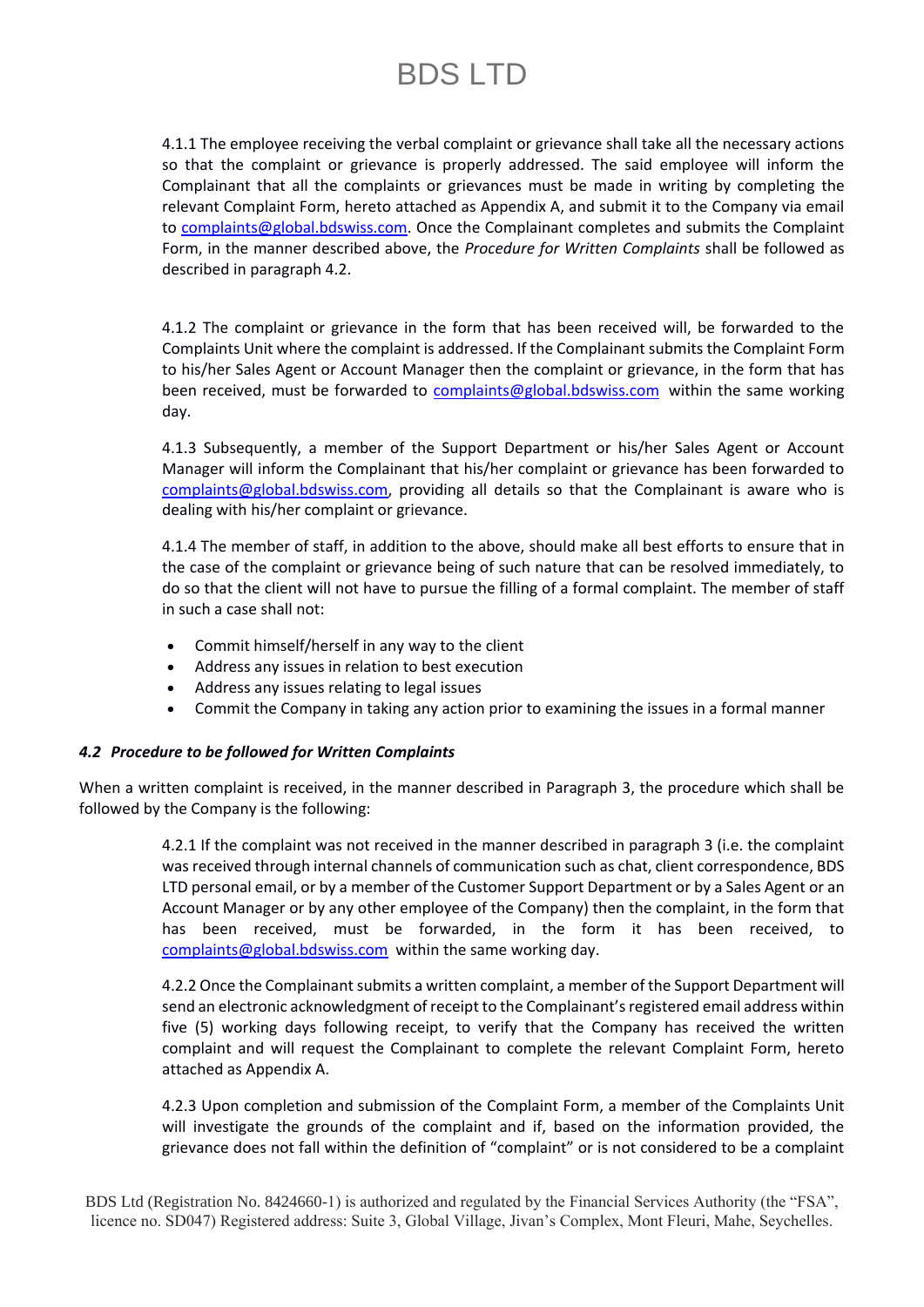4.1.1 The employee receiving the verbal complaint or grievance shall take all the necessary actions so that the complaint or grievance is properly addressed. The said employee will inform the Complainant that all the complaints or grievances must be made in writing by completing the relevant Complaint Form, hereto attached as Appendix A, and submit it to the Company via email to complaints@global.bdswiss.com. Once the Complainant completes and submits the Complaint Form, in the manner described above, the *Procedure for Written Complaints* shall be followed as described in paragraph 4.2.

4.1.2 The complaint or grievance in the form that has been received will, be forwarded to the Complaints Unit where the complaint is addressed. If the Complainant submits the Complaint Form to his/her Sales Agent or Account Manager then the complaint or grievance, in the form that has been received, must be forwarded to complaints@global.bdswiss.com within the same working day.

4.1.3 Subsequently, a member of the Support Department or his/her Sales Agent or Account Manager will inform the Complainant that his/her complaint or grievance has been forwarded to complaints@global.bdswiss.com, providing all details so that the Complainant is aware who is dealing with his/her complaint or grievance.

4.1.4 The member of staff, in addition to the above, should make all best efforts to ensure that in the case of the complaint or grievance being of such nature that can be resolved immediately, to do so that the client will not have to pursue the filling of a formal complaint. The member of staff in such a case shall not:

- Commit himself/herself in any way to the client
- Address any issues in relation to best execution
- Address any issues relating to legal issues
- Commit the Company in taking any action prior to examining the issues in a formal manner

### *4.2 Procedure to be followed for Written Complaints*

When a written complaint is received, in the manner described in Paragraph 3, the procedure which shall be followed by the Company is the following:

4.2.1 If the complaint was not received in the manner described in paragraph 3 (i.e. the complaint was received through internal channels of communication such as chat, client correspondence, BDS LTD personal email, or by a member of the Customer Support Department or by a Sales Agent or an Account Manager or by any other employee of the Company) then the complaint, in the form that has been received, must be forwarded, in the form it has received, to complaints@global.bdswiss.com within the same working day.

4.2.2 Once the Complainant submits a written complaint, a member of the Support Department will send an electronic acknowledgment of receipt to the Complainant's registered email address within five (5) working days following receipt, to verify that the Company has received the written complaint and will request the Complainant to complete the relevant Complaint Form, hereto attached as Appendix A.

4.2.3 Upon completion and submission of the Complaint Form, a member of the Complaints Unit will investigate the grounds of the complaint and if, based on the information provided, the grievance does not fall within the definition of "complaint" or is not considered to be a complaint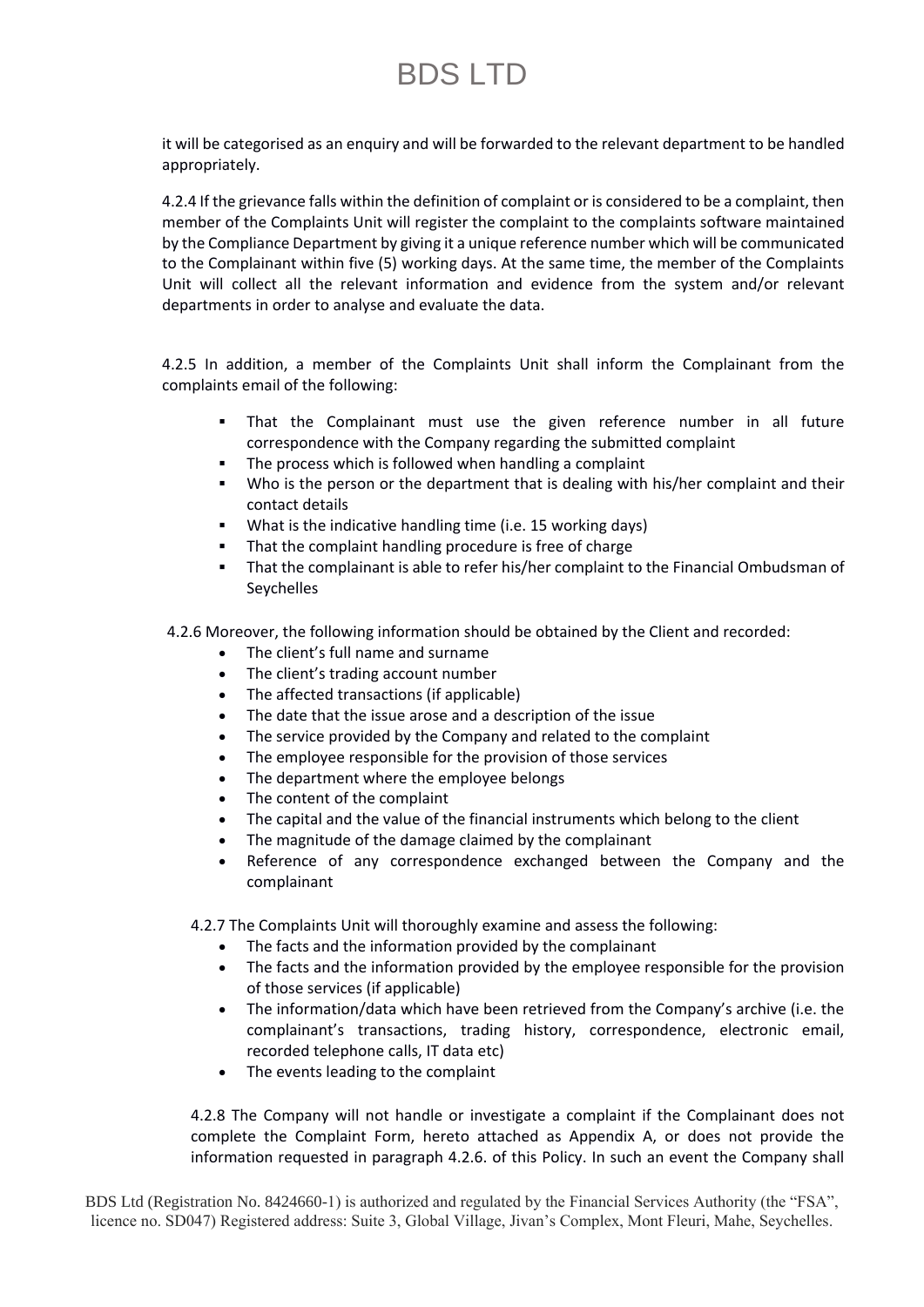it will be categorised as an enquiry and will be forwarded to the relevant department to be handled appropriately.

4.2.4 If the grievance falls within the definition of complaint or is considered to be a complaint, then member of the Complaints Unit will register the complaint to the complaints software maintained by the Compliance Department by giving it a unique reference number which will be communicated to the Complainant within five (5) working days. At the same time, the member of the Complaints Unit will collect all the relevant information and evidence from the system and/or relevant departments in order to analyse and evaluate the data.

4.2.5 In addition, a member of the Complaints Unit shall inform the Complainant from the complaints email of the following:

- That the Complainant must use the given reference number in all future correspondence with the Company regarding the submitted complaint
- The process which is followed when handling a complaint
- Who is the person or the department that is dealing with his/her complaint and their contact details
- What is the indicative handling time (i.e. 15 working days)
- That the complaint handling procedure is free of charge
- That the complainant is able to refer his/her complaint to the Financial Ombudsman of Seychelles

4.2.6 Moreover, the following information should be obtained by the Client and recorded:

- The client's full name and surname
- The client's trading account number
- The affected transactions (if applicable)
- The date that the issue arose and a description of the issue
- The service provided by the Company and related to the complaint
- The employee responsible for the provision of those services
- The department where the employee belongs
- The content of the complaint
- The capital and the value of the financial instruments which belong to the client
- The magnitude of the damage claimed by the complainant
- Reference of any correspondence exchanged between the Company and the complainant

4.2.7 The Complaints Unit will thoroughly examine and assess the following:

- The facts and the information provided by the complainant
- The facts and the information provided by the employee responsible for the provision of those services (if applicable)
- The information/data which have been retrieved from the Company's archive (i.e. the complainant's transactions, trading history, correspondence, electronic email, recorded telephone calls, IT data etc)
- The events leading to the complaint

4.2.8 The Company will not handle or investigate a complaint if the Complainant does not complete the Complaint Form, hereto attached as Appendix A, or does not provide the information requested in paragraph 4.2.6. of this Policy. In such an event the Company shall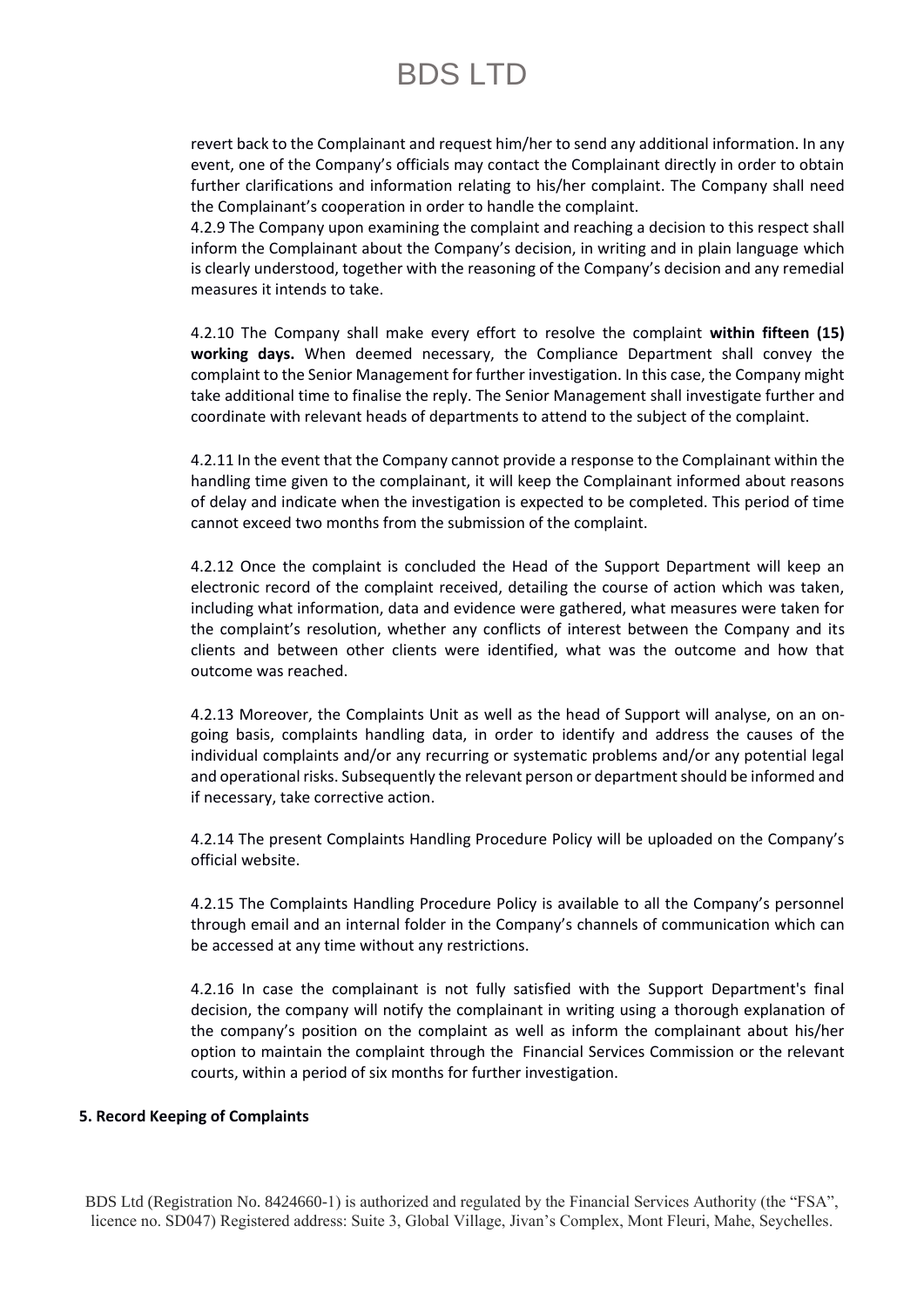revert back to the Complainant and request him/her to send any additional information. In any event, one of the Company's officials may contact the Complainant directly in order to obtain further clarifications and information relating to his/her complaint. The Company shall need the Complainant's cooperation in order to handle the complaint.

4.2.9 The Company upon examining the complaint and reaching a decision to this respect shall inform the Complainant about the Company's decision, in writing and in plain language which is clearly understood, together with the reasoning of the Company's decision and any remedial measures it intends to take.

4.2.10 The Company shall make every effort to resolve the complaint **within fifteen (15) working days.** When deemed necessary, the Compliance Department shall convey the complaint to the Senior Management for further investigation. In this case, the Company might take additional time to finalise the reply. The Senior Management shall investigate further and coordinate with relevant heads of departments to attend to the subject of the complaint.

4.2.11 In the event that the Company cannot provide a response to the Complainant within the handling time given to the complainant, it will keep the Complainant informed about reasons of delay and indicate when the investigation is expected to be completed. This period of time cannot exceed two months from the submission of the complaint.

4.2.12 Once the complaint is concluded the Head of the Support Department will keep an electronic record of the complaint received, detailing the course of action which was taken, including what information, data and evidence were gathered, what measures were taken for the complaint's resolution, whether any conflicts of interest between the Company and its clients and between other clients were identified, what was the outcome and how that outcome was reached.

4.2.13 Moreover, the Complaints Unit as well as the head of Support will analyse, on an on-going basis, complaints handling data, in order to identify and address the causes of the individual complaints and/or any recurring or systematic problems and/or any potential legal and operational risks. Subsequently the relevant person or department should be informed and if necessary, take corrective action.

4.2.14 The present Complaints Handling Procedure Policy will be uploaded on the Company's official website.

4.2.15 The Complaints Handling Procedure Policy is available to all the Company's personnel through email and an internal folder in the Company's channels of communication which can be accessed at any time without any restrictions.

4.2.16 In case the complainant is not fully satisfied with the Support Department's final decision, the company will notify the complainant in writing using a thorough explanation of the company's position on the complaint as well as inform the complainant about his/her option to maintain the complaint through the Financial Services Commission or the relevant courts, within a period of six months for further investigation.

**5. Record Keeping of Complaints**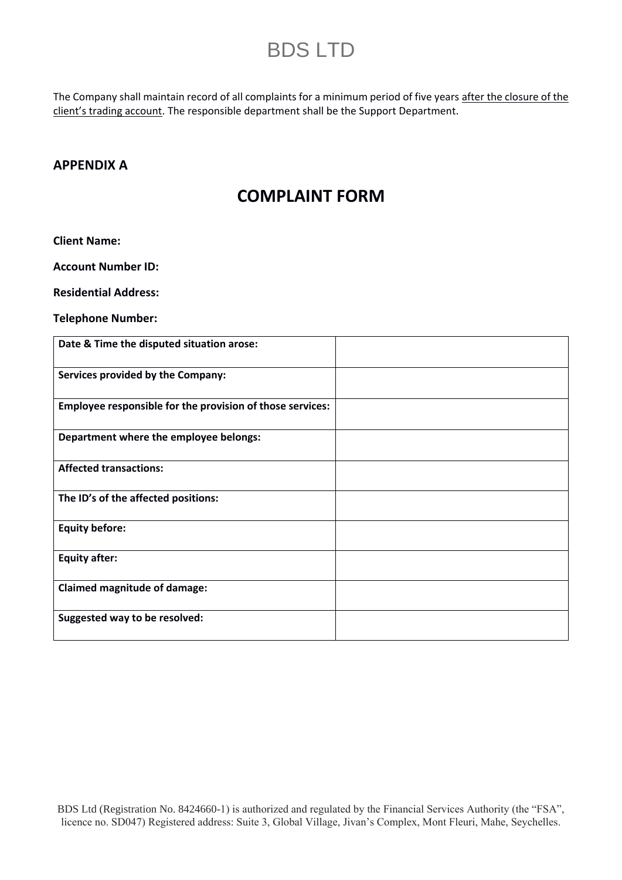The Company shall maintain record of all complaints for a minimum period of five years after the closure of the client's trading account. The responsible department shall be the Support Department.

**APPENDIX A**

## COMPLAINT FORM

**Client Name:**

**Account Number ID:**

**Residential Address:**

**Telephone Number:**

| | |
|---|---|
| **Date & Time the disputed situation arose:** | |
| **Services provided by the Company:** | |
| **Employee responsible for the provision of those services:** | |
| **Department where the employee belongs:** | |
| **Affected transactions:** | |
| **The ID's of the affected positions:** | |
| **Equity before:** | |
| **Equity after:** | |
| **Claimed magnitude of damage:** | |
| **Suggested way to be resolved:** | |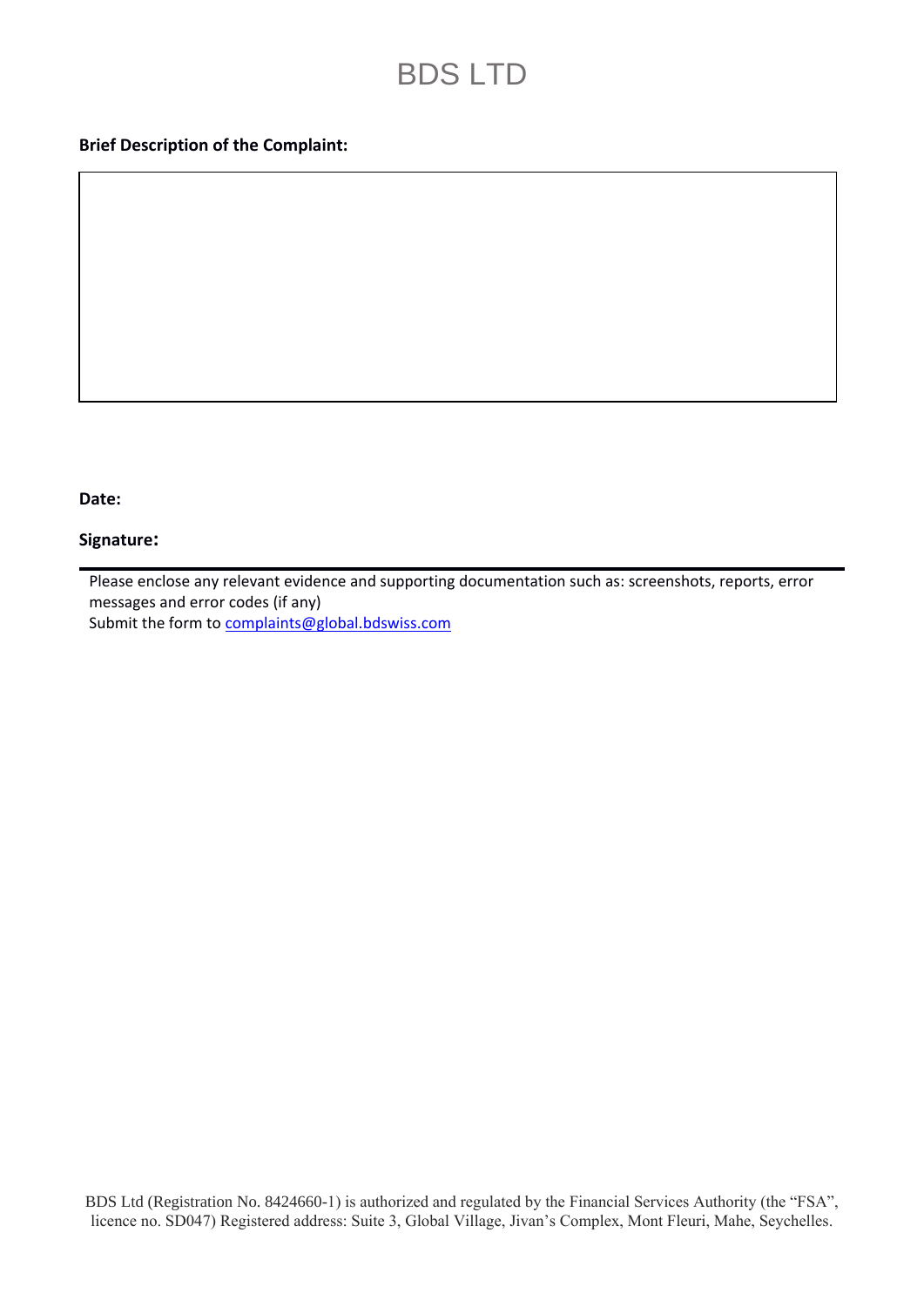# BDS LTD

**Brief Description of the Complaint:**

**Date:**

**Signature:**

Please enclose any relevant evidence and supporting documentation such as: screenshots, reports, error messages and error codes (if any)
Submit the form to complaints@global.bdswiss.com

BDS Ltd (Registration No. 8424660-1) is authorized and regulated by the Financial Services Authority (the "FSA", licence no. SD047) Registered address: Suite 3, Global Village, Jivan's Complex, Mont Fleuri, Mahe, Seychelles.